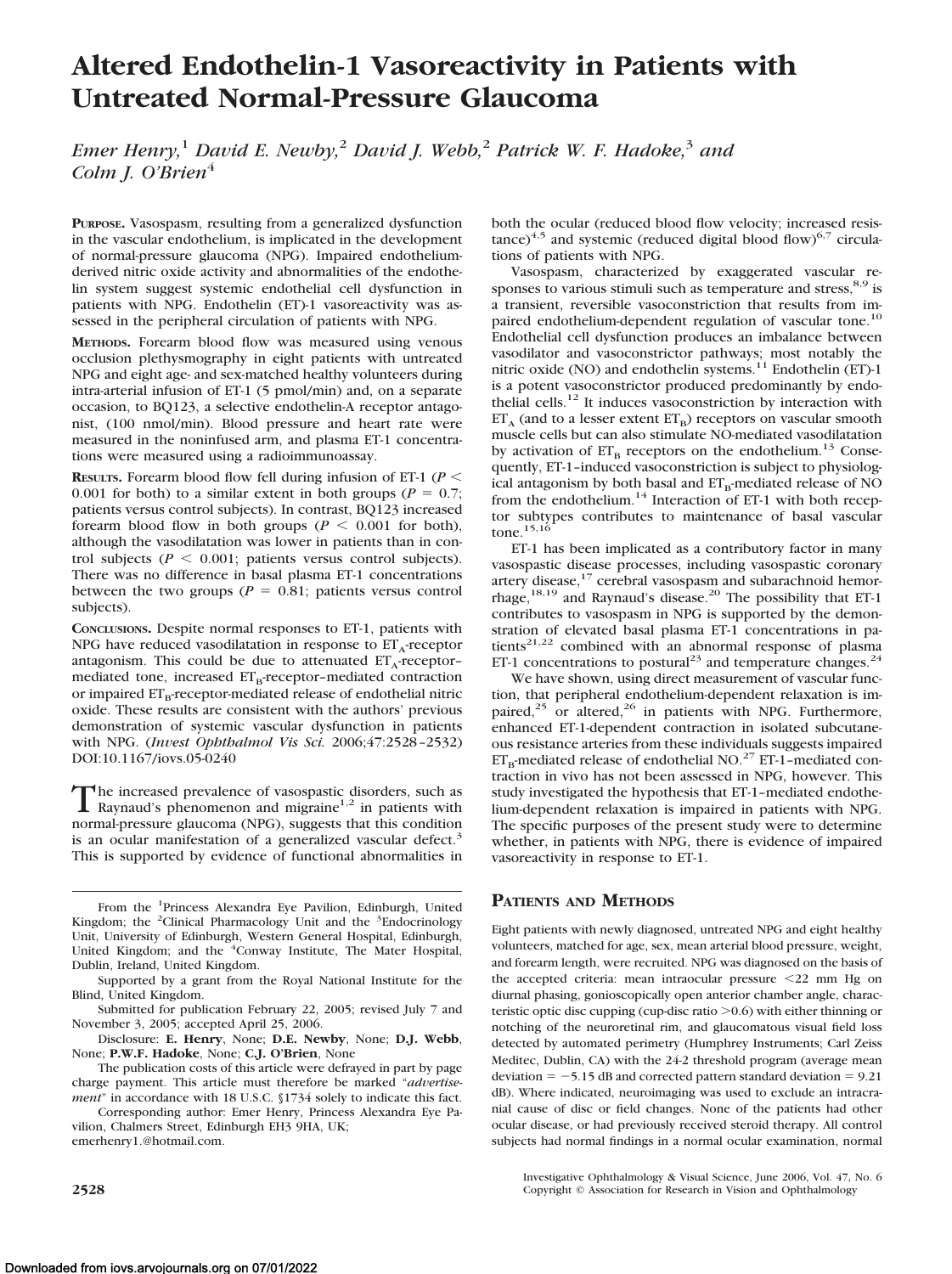# Altered Endothelin-1 Vasoreactivity in Patients with Untreated Normal-Pressure Glaucoma

*Emer Henry,[1] David E. Newby,[2] David J. Webb,[2] Patrick W. F. Hadoke,[3] and Colm J. O'Brien[4]*

**PURPOSE.** Vasospasm, resulting from a generalized dysfunction in the vascular endothelium, is implicated in the development of normal-pressure glaucoma (NPG). Impaired endothelium-derived nitric oxide activity and abnormalities of the endothelin system suggest systemic endothelial cell dysfunction in patients with NPG. Endothelin (ET)-1 vasoreactivity was assessed in the peripheral circulation of patients with NPG.

**METHODS.** Forearm blood flow was measured using venous occlusion plethysmography in eight patients with untreated NPG and eight age- and sex-matched healthy volunteers during intra-arterial infusion of ET-1 (5 pmol/min) and, on a separate occasion, to BQ123, a selective endothelin-A receptor antagonist, (100 nmol/min). Blood pressure and heart rate were measured in the noninfused arm, and plasma ET-1 concentrations were measured using a radioimmunoassay.

**RESULTS.** Forearm blood flow fell during infusion of ET-1 ($P < 0.001$ for both) to a similar extent in both groups ($P = 0.7$; patients versus control subjects). In contrast, BQ123 increased forearm blood flow in both groups ($P < 0.001$ for both), although the vasodilatation was lower in patients than in control subjects ($P < 0.001$; patients versus control subjects). There was no difference in basal plasma ET-1 concentrations between the two groups ($P = 0.81$; patients versus control subjects).

**CONCLUSIONS.** Despite normal responses to ET-1, patients with NPG have reduced vasodilatation in response to $ET_A$-receptor antagonism. This could be due to attenuated $ET_A$-receptor–mediated tone, increased $ET_B$-receptor–mediated contraction or impaired $ET_B$-receptor-mediated release of endothelial nitric oxide. These results are consistent with the authors' previous demonstration of systemic vascular dysfunction in patients with NPG. (*Invest Ophthalmol Vis Sci.* 2006;47:2528–2532) DOI:10.1167/iovs.05-0240

The increased prevalence of vasospastic disorders, such as Raynaud's phenomenon and migraine[1,2] in patients with normal-pressure glaucoma (NPG), suggests that this condition is an ocular manifestation of a generalized vascular defect.[3] This is supported by evidence of functional abnormalities in both the ocular (reduced blood flow velocity; increased resistance)[4,5] and systemic (reduced digital blood flow)[6,7] circulations of patients with NPG.

Vasospasm, characterized by exaggerated vascular responses to various stimuli such as temperature and stress,[8,9] is a transient, reversible vasoconstriction that results from impaired endothelium-dependent regulation of vascular tone.[10] Endothelial cell dysfunction produces an imbalance between vasodilator and vasoconstrictor pathways; most notably the nitric oxide (NO) and endothelin systems.[11] Endothelin (ET)-1 is a potent vasoconstrictor produced predominantly by endothelial cells.[12] It induces vasoconstriction by interaction with $ET_A$ (and to a lesser extent $ET_B$) receptors on vascular smooth muscle cells but can also stimulate NO-mediated vasodilatation by activation of $ET_B$ receptors on the endothelium.[13] Consequently, ET-1–induced vasoconstriction is subject to physiological antagonism by both basal and $ET_B$-mediated release of NO from the endothelium.[14] Interaction of ET-1 with both receptor subtypes contributes to maintenance of basal vascular tone.[15,16]

ET-1 has been implicated as a contributory factor in many vasospastic disease processes, including vasospastic coronary artery disease,[17] cerebral vasospasm and subarachnoid hemorrhage,[18,19] and Raynaud's disease.[20] The possibility that ET-1 contributes to vasospasm in NPG is supported by the demonstration of elevated basal plasma ET-1 concentrations in patients[21,22] combined with an abnormal response of plasma ET-1 concentrations to postural[23] and temperature changes.[24]

We have shown, using direct measurement of vascular function, that peripheral endothelium-dependent relaxation is impaired,[25] or altered,[26] in patients with NPG. Furthermore, enhanced ET-1-dependent contraction in isolated subcutaneous resistance arteries from these individuals suggests impaired $ET_B$-mediated release of endothelial NO.[27] ET-1–mediated contraction in vivo has not been assessed in NPG, however. This study investigated the hypothesis that ET-1–mediated endothelium-dependent relaxation is impaired in patients with NPG. The specific purposes of the present study were to determine whether, in patients with NPG, there is evidence of impaired vasoreactivity in response to ET-1.

## PATIENTS AND METHODS

Eight patients with newly diagnosed, untreated NPG and eight healthy volunteers, matched for age, sex, mean arterial blood pressure, weight, and forearm length, were recruited. NPG was diagnosed on the basis of the accepted criteria: mean intraocular pressure <22 mm Hg on diurnal phasing, gonioscopically open anterior chamber angle, characteristic optic disc cupping (cup-disc ratio >0.6) with either thinning or notching of the neuroretinal rim, and glaucomatous visual field loss detected by automated perimetry (Humphrey Instruments; Carl Zeiss Meditec, Dublin, CA) with the 24-2 threshold program (average mean deviation = −5.15 dB and corrected pattern standard deviation = 9.21 dB). Where indicated, neuroimaging was used to exclude an intracranial cause of disc or field changes. None of the patients had other ocular disease, or had previously received steroid therapy. All control subjects had normal findings in a normal ocular examination, normal

From the [1]Princess Alexandra Eye Pavilion, Edinburgh, United Kingdom; the [2]Clinical Pharmacology Unit and the [3]Endocrinology Unit, University of Edinburgh, Western General Hospital, Edinburgh, United Kingdom; and the [4]Conway Institute, The Mater Hospital, Dublin, Ireland, United Kingdom.

Supported by a grant from the Royal National Institute for the Blind, United Kingdom.

Submitted for publication February 22, 2005; revised July 7 and November 3, 2005; accepted April 25, 2006.

Disclosure: **E. Henry**, None; **D.E. Newby**, None; **D.J. Webb**, None; **P.W.F. Hadoke**, None; **C.J. O'Brien**, None

The publication costs of this article were defrayed in part by page charge payment. This article must therefore be marked "*advertisement*" in accordance with 18 U.S.C. §1734 solely to indicate this fact.

Corresponding author: Emer Henry, Princess Alexandra Eye Pavilion, Chalmers Street, Edinburgh EH3 9HA, UK; emerhenry1.@hotmail.com.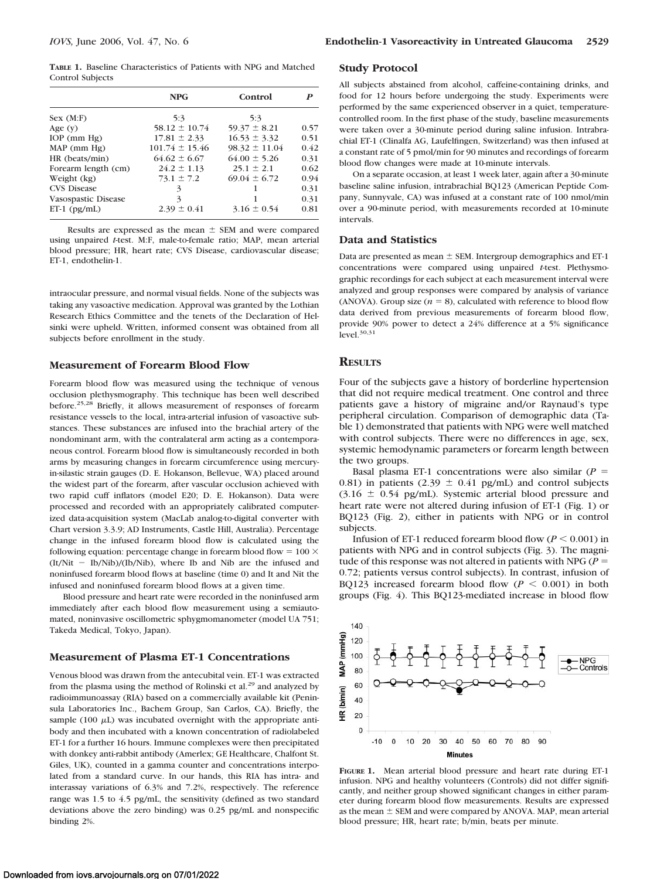**TABLE 1.** Baseline Characteristics of Patients with NPG and Matched Control Subjects

| | NPG | Control | *P* |
|---|---|---|---|
| Sex (M:F) | 5:3 | 5:3 | |
| Age (y) | 58.12 ± 10.74 | 59.37 ± 8.21 | 0.57 |
| IOP (mm Hg) | 17.81 ± 2.33 | 16.53 ± 3.32 | 0.51 |
| MAP (mm Hg) | 101.74 ± 15.46 | 98.32 ± 11.04 | 0.42 |
| HR (beats/min) | 64.62 ± 6.67 | 64.00 ± 5.26 | 0.31 |
| Forearm length (cm) | 24.2 ± 1.13 | 25.1 ± 2.1 | 0.62 |
| Weight (kg) | 73.1 ± 7.2 | 69.04 ± 6.72 | 0.94 |
| CVS Disease | 3 | 1 | 0.31 |
| Vasospastic Disease | 3 | 1 | 0.31 |
| ET-1 (pg/mL) | 2.39 ± 0.41 | 3.16 ± 0.54 | 0.81 |

Results are expressed as the mean ± SEM and were compared using unpaired *t*-test. M:F, male-to-female ratio; MAP, mean arterial blood pressure; HR, heart rate; CVS Disease, cardiovascular disease; ET-1, endothelin-1.

intraocular pressure, and normal visual fields. None of the subjects was taking any vasoactive medication. Approval was granted by the Lothian Research Ethics Committee and the tenets of the Declaration of Helsinki were upheld. Written, informed consent was obtained from all subjects before enrollment in the study.

### Measurement of Forearm Blood Flow

Forearm blood flow was measured using the technique of venous occlusion plethysmography. This technique has been well described before.[25,28] Briefly, it allows measurement of responses of forearm resistance vessels to the local, intra-arterial infusion of vasoactive substances. These substances are infused into the brachial artery of the nondominant arm, with the contralateral arm acting as a contemporaneous control. Forearm blood flow is simultaneously recorded in both arms by measuring changes in forearm circumference using mercury-in-silastic strain gauges (D. E. Hokanson, Bellevue, WA) placed around the widest part of the forearm, after vascular occlusion achieved with two rapid cuff inflators (model E20; D. E. Hokanson). Data were processed and recorded with an appropriately calibrated computerized data-acquisition system (MacLab analog-to-digital converter with Chart version 3.3.9; AD Instruments, Castle Hill, Australia). Percentage change in the infused forearm blood flow is calculated using the following equation: percentage change in forearm blood flow = $100 \times (It/Nit - Ib/Nib)/(Ib/Nib)$, where Ib and Nib are the infused and noninfused forearm blood flows at baseline (time 0) and It and Nit the infused and noninfused forearm blood flows at a given time.

Blood pressure and heart rate were recorded in the noninfused arm immediately after each blood flow measurement using a semiautomated, noninvasive oscillometric sphygmomanometer (model UA 751; Takeda Medical, Tokyo, Japan).

### Measurement of Plasma ET-1 Concentrations

Venous blood was drawn from the antecubital vein. ET-1 was extracted from the plasma using the method of Rolinski et al.[29] and analyzed by radioimmunoassay (RIA) based on a commercially available kit (Peninsula Laboratories Inc., Bachem Group, San Carlos, CA). Briefly, the sample (100 μL) was incubated overnight with the appropriate antibody and then incubated with a known concentration of radiolabeled ET-1 for a further 16 hours. Immune complexes were then precipitated with donkey anti-rabbit antibody (Amerlex; GE Healthcare, Chalfont St. Giles, UK), counted in a gamma counter and concentrations interpolated from a standard curve. In our hands, this RIA has intra- and interassay variations of 6.3% and 7.2%, respectively. The reference range was 1.5 to 4.5 pg/mL, the sensitivity (defined as two standard deviations above the zero binding) was 0.25 pg/mL and nonspecific binding 2%.

### Study Protocol

All subjects abstained from alcohol, caffeine-containing drinks, and food for 12 hours before undergoing the study. Experiments were performed by the same experienced observer in a quiet, temperature-controlled room. In the first phase of the study, baseline measurements were taken over a 30-minute period during saline infusion. Intrabrachial ET-1 (Clinalfa AG, Laufelfingen, Switzerland) was then infused at a constant rate of 5 pmol/min for 90 minutes and recordings of forearm blood flow changes were made at 10-minute intervals.

On a separate occasion, at least 1 week later, again after a 30-minute baseline saline infusion, intrabrachial BQ123 (American Peptide Company, Sunnyvale, CA) was infused at a constant rate of 100 nmol/min over a 90-minute period, with measurements recorded at 10-minute intervals.

### Data and Statistics

Data are presented as mean ± SEM. Intergroup demographics and ET-1 concentrations were compared using unpaired *t*-test. Plethysmographic recordings for each subject at each measurement interval were analyzed and group responses were compared by analysis of variance (ANOVA). Group size ($n = 8$), calculated with reference to blood flow data derived from previous measurements of forearm blood flow, provide 90% power to detect a 24% difference at a 5% significance level.[30,31]

## RESULTS

Four of the subjects gave a history of borderline hypertension that did not require medical treatment. One control and three patients gave a history of migraine and/or Raynaud's type peripheral circulation. Comparison of demographic data (Table 1) demonstrated that patients with NPG were well matched with control subjects. There were no differences in age, sex, systemic hemodynamic parameters or forearm length between the two groups.

Basal plasma ET-1 concentrations were also similar ($P = 0.81$) in patients (2.39 ± 0.41 pg/mL) and control subjects (3.16 ± 0.54 pg/mL). Systemic arterial blood pressure and heart rate were not altered during infusion of ET-1 (Fig. 1) or BQ123 (Fig. 2), either in patients with NPG or in control subjects.

Infusion of ET-1 reduced forearm blood flow ($P < 0.001$) in patients with NPG and in control subjects (Fig. 3). The magnitude of this response was not altered in patients with NPG ($P = 0.72$; patients versus control subjects). In contrast, infusion of BQ123 increased forearm blood flow ($P < 0.001$) in both groups (Fig. 4). This BQ123-mediated increase in blood flow

**FIGURE 1.** Mean arterial blood pressure and heart rate during ET-1 infusion. NPG and healthy volunteers (Controls) did not differ significantly, and neither group showed significant changes in either parameter during forearm blood flow measurements. Results are expressed as the mean ± SEM and were compared by ANOVA. MAP, mean arterial blood pressure; HR, heart rate; b/min, beats per minute.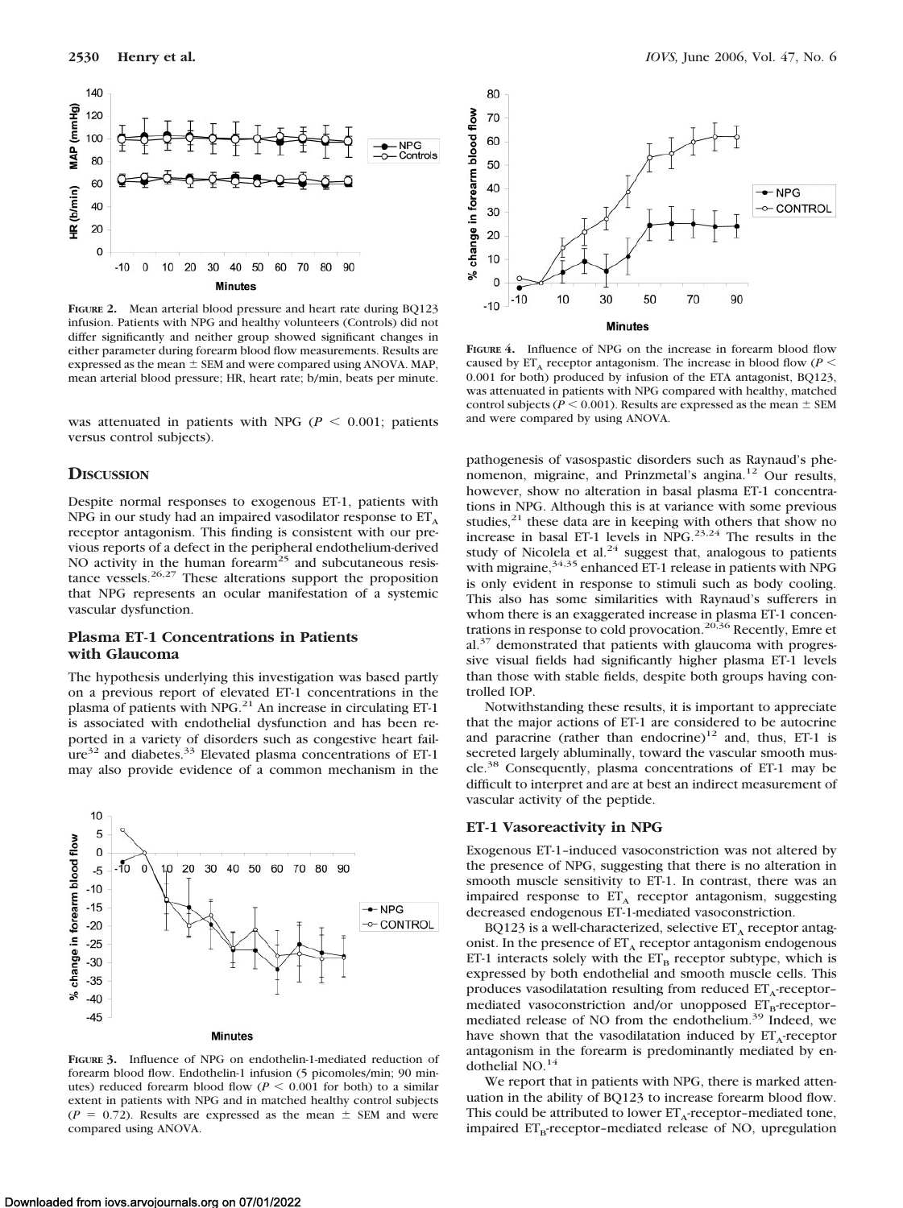**FIGURE 2.** Mean arterial blood pressure and heart rate during BQ123 infusion. Patients with NPG and healthy volunteers (Controls) did not differ significantly and neither group showed significant changes in either parameter during forearm blood flow measurements. Results are expressed as the mean ± SEM and were compared using ANOVA. MAP, mean arterial blood pressure; HR, heart rate; b/min, beats per minute.

was attenuated in patients with NPG ($P < 0.001$; patients versus control subjects).

## DISCUSSION

Despite normal responses to exogenous ET-1, patients with NPG in our study had an impaired vasodilator response to $ET_A$ receptor antagonism. This finding is consistent with our previous reports of a defect in the peripheral endothelium-derived NO activity in the human forearm[25] and subcutaneous resistance vessels.[26,27] These alterations support the proposition that NPG represents an ocular manifestation of a systemic vascular dysfunction.

### Plasma ET-1 Concentrations in Patients with Glaucoma

The hypothesis underlying this investigation was based partly on a previous report of elevated ET-1 concentrations in the plasma of patients with NPG.[21] An increase in circulating ET-1 is associated with endothelial dysfunction and has been reported in a variety of disorders such as congestive heart failure[32] and diabetes.[33] Elevated plasma concentrations of ET-1 may also provide evidence of a common mechanism in the pathogenesis of vasospastic disorders such as Raynaud's phenomenon, migraine, and Prinzmetal's angina.[12] Our results, however, show no alteration in basal plasma ET-1 concentrations in NPG. Although this is at variance with some previous studies,[21] these data are in keeping with others that show no increase in basal ET-1 levels in NPG.[23,24] The results in the study of Nicolela et al.[24] suggest that, analogous to patients with migraine,[34,35] enhanced ET-1 release in patients with NPG is only evident in response to stimuli such as body cooling. This also has some similarities with Raynaud's sufferers in whom there is an exaggerated increase in plasma ET-1 concentrations in response to cold provocation.[20,36] Recently, Emre et al.[37] demonstrated that patients with glaucoma with progressive visual fields had significantly higher plasma ET-1 levels than those with stable fields, despite both groups having controlled IOP.

Notwithstanding these results, it is important to appreciate that the major actions of ET-1 are considered to be autocrine and paracrine (rather than endocrine)[12] and, thus, ET-1 is secreted largely abluminally, toward the vascular smooth muscle.[38] Consequently, plasma concentrations of ET-1 may be difficult to interpret and are at best an indirect measurement of vascular activity of the peptide.

**FIGURE 3.** Influence of NPG on endothelin-1-mediated reduction of forearm blood flow. Endothelin-1 infusion (5 picomoles/min; 90 minutes) reduced forearm blood flow ($P < 0.001$ for both) to a similar extent in patients with NPG and in matched healthy control subjects ($P = 0.72$). Results are expressed as the mean ± SEM and were compared using ANOVA.

**FIGURE 4.** Influence of NPG on the increase in forearm blood flow caused by $ET_A$ receptor antagonism. The increase in blood flow ($P < 0.001$ for both) produced by infusion of the ETA antagonist, BQ123, was attenuated in patients with NPG compared with healthy, matched control subjects ($P < 0.001$). Results are expressed as the mean ± SEM and were compared by using ANOVA.

### ET-1 Vasoreactivity in NPG

Exogenous ET-1–induced vasoconstriction was not altered by the presence of NPG, suggesting that there is no alteration in smooth muscle sensitivity to ET-1. In contrast, there was an impaired response to $ET_A$ receptor antagonism, suggesting decreased endogenous ET-1-mediated vasoconstriction.

BQ123 is a well-characterized, selective $ET_A$ receptor antagonist. In the presence of $ET_A$ receptor antagonism endogenous ET-1 interacts solely with the $ET_B$ receptor subtype, which is expressed by both endothelial and smooth muscle cells. This produces vasodilatation resulting from reduced $ET_A$-receptor–mediated vasoconstriction and/or unopposed $ET_B$-receptor–mediated release of NO from the endothelium.[39] Indeed, we have shown that the vasodilatation induced by $ET_A$-receptor antagonism in the forearm is predominantly mediated by endothelial NO.[14]

We report that in patients with NPG, there is marked attenuation in the ability of BQ123 to increase forearm blood flow. This could be attributed to lower $ET_A$-receptor–mediated tone, impaired $ET_B$-receptor–mediated release of NO, upregulation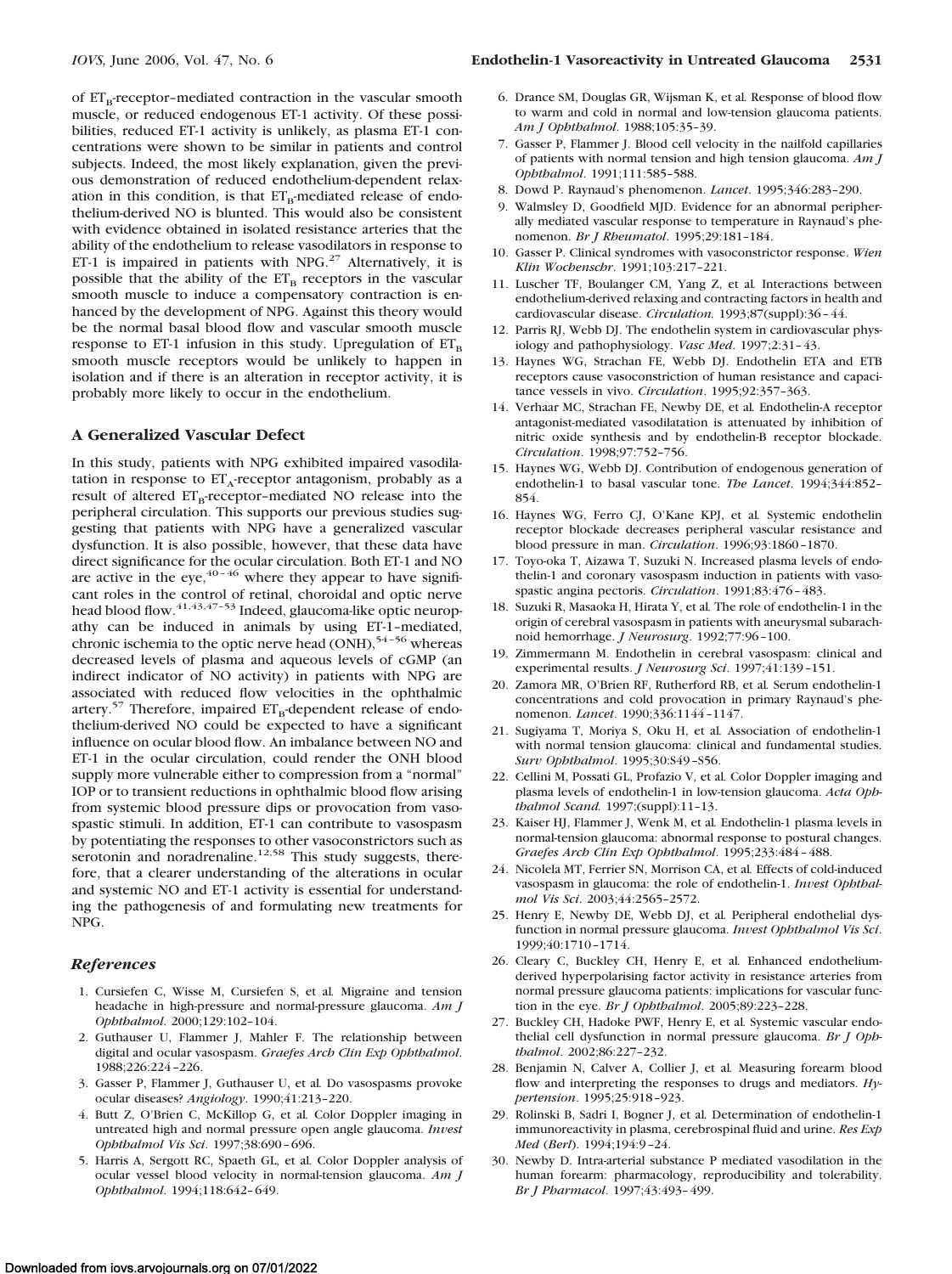of $ET_B$-receptor–mediated contraction in the vascular smooth muscle, or reduced endogenous ET-1 activity. Of these possibilities, reduced ET-1 activity is unlikely, as plasma ET-1 concentrations were shown to be similar in patients and control subjects. Indeed, the most likely explanation, given the previous demonstration of reduced endothelium-dependent relaxation in this condition, is that $ET_B$-mediated release of endothelium-derived NO is blunted. This would also be consistent with evidence obtained in isolated resistance arteries that the ability of the endothelium to release vasodilators in response to ET-1 is impaired in patients with NPG.[27] Alternatively, it is possible that the ability of the $ET_B$ receptors in the vascular smooth muscle to induce a compensatory contraction is enhanced by the development of NPG. Against this theory would be the normal basal blood flow and vascular smooth muscle response to ET-1 infusion in this study. Upregulation of $ET_B$ smooth muscle receptors would be unlikely to happen in isolation and if there is an alteration in receptor activity, it is probably more likely to occur in the endothelium.

### A Generalized Vascular Defect

In this study, patients with NPG exhibited impaired vasodilatation in response to $ET_A$-receptor antagonism, probably as a result of altered $ET_B$-receptor–mediated NO release into the peripheral circulation. This supports our previous studies suggesting that patients with NPG have a generalized vascular dysfunction. It is also possible, however, that these data have direct significance for the ocular circulation. Both ET-1 and NO are active in the eye,[40–46] where they appear to have significant roles in the control of retinal, choroidal and optic nerve head blood flow.[41,43,47–53] Indeed, glaucoma-like optic neuropathy can be induced in animals by using ET-1–mediated, chronic ischemia to the optic nerve head (ONH),[54–56] whereas decreased levels of plasma and aqueous levels of cGMP (an indirect indicator of NO activity) in patients with NPG are associated with reduced flow velocities in the ophthalmic artery.[57] Therefore, impaired $ET_B$-dependent release of endothelium-derived NO could be expected to have a significant influence on ocular blood flow. An imbalance between NO and ET-1 in the ocular circulation, could render the ONH blood supply more vulnerable either to compression from a "normal" IOP or to transient reductions in ophthalmic blood flow arising from systemic blood pressure dips or provocation from vasospastic stimuli. In addition, ET-1 can contribute to vasospasm by potentiating the responses to other vasoconstrictors such as serotonin and noradrenaline.[12,58] This study suggests, therefore, that a clearer understanding of the alterations in ocular and systemic NO and ET-1 activity is essential for understanding the pathogenesis of and formulating new treatments for NPG.

## References

1. Cursiefen C, Wisse M, Cursiefen S, et al. Migraine and tension headache in high-pressure and normal-pressure glaucoma. *Am J Ophthalmol*. 2000;129:102–104.
2. Guthauser U, Flammer J, Mahler F. The relationship between digital and ocular vasospasm. *Graefes Arch Clin Exp Ophthalmol*. 1988;226:224–226.
3. Gasser P, Flammer J, Guthauser U, et al. Do vasospasms provoke ocular diseases? *Angiology*. 1990;41:213–220.
4. Butt Z, O'Brien C, McKillop G, et al. Color Doppler imaging in untreated high and normal pressure open angle glaucoma. *Invest Ophthalmol Vis Sci*. 1997;38:690–696.
5. Harris A, Sergott RC, Spaeth GL, et al. Color Doppler analysis of ocular vessel blood velocity in normal-tension glaucoma. *Am J Ophthalmol*. 1994;118:642–649.
6. Drance SM, Douglas GR, Wijsman K, et al. Response of blood flow to warm and cold in normal and low-tension glaucoma patients. *Am J Ophthalmol*. 1988;105:35–39.
7. Gasser P, Flammer J. Blood cell velocity in the nailfold capillaries of patients with normal tension and high tension glaucoma. *Am J Ophthalmol*. 1991;111:585–588.
8. Dowd P. Raynaud's phenomenon. *Lancet*. 1995;346:283–290.
9. Walmsley D, Goodfield MJD. Evidence for an abnormal peripherally mediated vascular response to temperature in Raynaud's phenomenon. *Br J Rheumatol*. 1995;29:181–184.
10. Gasser P. Clinical syndromes with vasoconstrictor response. *Wien Klin Wochenschr*. 1991;103:217–221.
11. Luscher TF, Boulanger CM, Yang Z, et al. Interactions between endothelium-derived relaxing and contracting factors in health and cardiovascular disease. *Circulation*. 1993;87(suppl):36–44.
12. Parris RJ, Webb DJ. The endothelin system in cardiovascular physiology and pathophysiology. *Vasc Med*. 1997;2:31–43.
13. Haynes WG, Strachan FE, Webb DJ. Endothelin ETA and ETB receptors cause vasoconstriction of human resistance and capacitance vessels in vivo. *Circulation*. 1995;92:357–363.
14. Verhaar MC, Strachan FE, Newby DE, et al. Endothelin-A receptor antagonist-mediated vasodilatation is attenuated by inhibition of nitric oxide synthesis and by endothelin-B receptor blockade. *Circulation*. 1998;97:752–756.
15. Haynes WG, Webb DJ. Contribution of endogenous generation of endothelin-1 to basal vascular tone. *The Lancet*. 1994;344:852–854.
16. Haynes WG, Ferro CJ, O'Kane KPJ, et al. Systemic endothelin receptor blockade decreases peripheral vascular resistance and blood pressure in man. *Circulation*. 1996;93:1860–1870.
17. Toyo-oka T, Aizawa T, Suzuki N. Increased plasma levels of endothelin-1 and coronary vasospasm induction in patients with vasospastic angina pectoris. *Circulation*. 1991;83:476–483.
18. Suzuki R, Masaoka H, Hirata Y, et al. The role of endothelin-1 in the origin of cerebral vasospasm in patients with aneurysmal subarachnoid hemorrhage. *J Neurosurg*. 1992;77:96–100.
19. Zimmermann M. Endothelin in cerebral vasospasm: clinical and experimental results. *J Neurosurg Sci*. 1997;41:139–151.
20. Zamora MR, O'Brien RF, Rutherford RB, et al. Serum endothelin-1 concentrations and cold provocation in primary Raynaud's phenomenon. *Lancet*. 1990;336:1144–1147.
21. Sugiyama T, Moriya S, Oku H, et al. Association of endothelin-1 with normal tension glaucoma: clinical and fundamental studies. *Surv Ophthalmol*. 1995;30:S49–S56.
22. Cellini M, Possati GL, Profazio V, et al. Color Doppler imaging and plasma levels of endothelin-1 in low-tension glaucoma. *Acta Ophthalmol Scand*. 1997;(suppl):11–13.
23. Kaiser HJ, Flammer J, Wenk M, et al. Endothelin-1 plasma levels in normal-tension glaucoma: abnormal response to postural changes. *Graefes Arch Clin Exp Ophthalmol*. 1995;233:484–488.
24. Nicolela MT, Ferrier SN, Morrison CA, et al. Effects of cold-induced vasospasm in glaucoma: the role of endothelin-1. *Invest Ophthalmol Vis Sci*. 2003;44:2565–2572.
25. Henry E, Newby DE, Webb DJ, et al. Peripheral endothelial dysfunction in normal pressure glaucoma. *Invest Ophthalmol Vis Sci*. 1999;40:1710–1714.
26. Cleary C, Buckley CH, Henry E, et al. Enhanced endothelium-derived hyperpolarising factor activity in resistance arteries from normal pressure glaucoma patients: implications for vascular function in the eye. *Br J Ophthalmol*. 2005;89:223–228.
27. Buckley CH, Hadoke PWF, Henry E, et al. Systemic vascular endothelial cell dysfunction in normal pressure glaucoma. *Br J Ophthalmol*. 2002;86:227–232.
28. Benjamin N, Calver A, Collier J, et al. Measuring forearm blood flow and interpreting the responses to drugs and mediators. *Hypertension*. 1995;25:918–923.
29. Rolinski B, Sadri I, Bogner J, et al. Determination of endothelin-1 immunoreactivity in plasma, cerebrospinal fluid and urine. *Res Exp Med (Berl)*. 1994;194:9–24.
30. Newby D. Intra-arterial substance P mediated vasodilation in the human forearm: pharmacology, reproducibility and tolerability. *Br J Pharmacol*. 1997;43:493–499.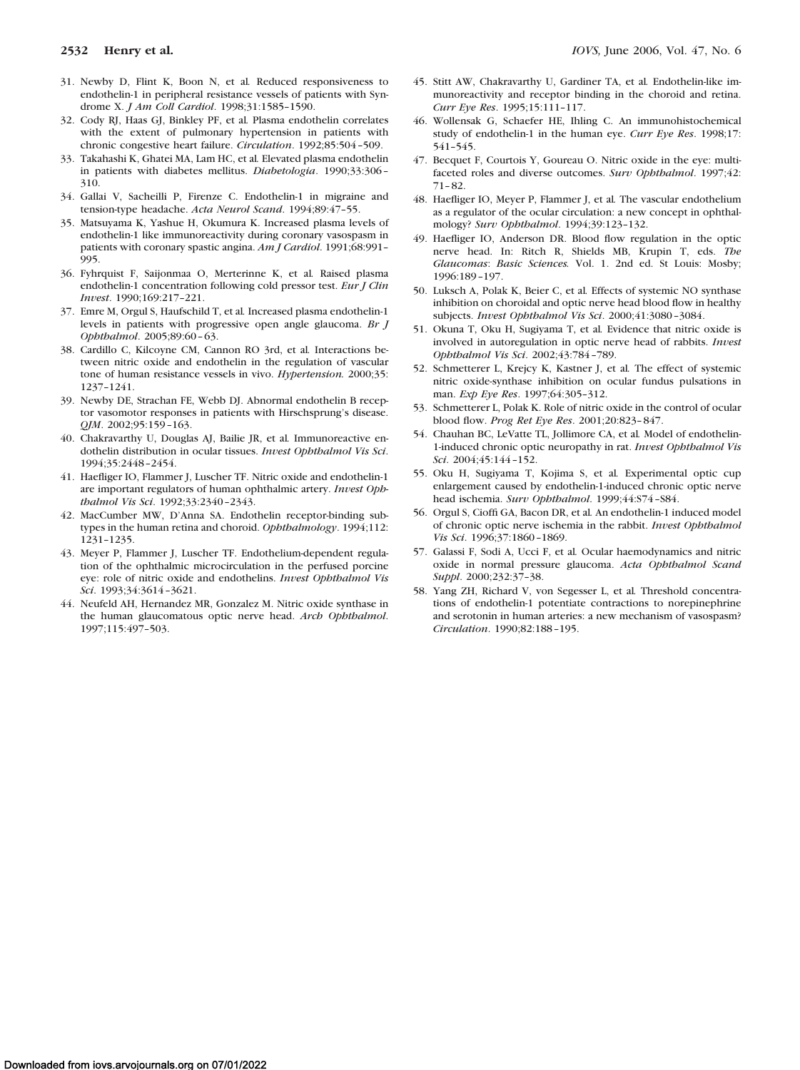31. Newby D, Flint K, Boon N, et al. Reduced responsiveness to endothelin-1 in peripheral resistance vessels of patients with Syndrome X. *J Am Coll Cardiol*. 1998;31:1585–1590.
32. Cody RJ, Haas GJ, Binkley PF, et al. Plasma endothelin correlates with the extent of pulmonary hypertension in patients with chronic congestive heart failure. *Circulation*. 1992;85:504–509.
33. Takahashi K, Ghatei MA, Lam HC, et al. Elevated plasma endothelin in patients with diabetes mellitus. *Diabetologia*. 1990;33:306–310.
34. Gallai V, Sacheilli P, Firenze C. Endothelin-1 in migraine and tension-type headache. *Acta Neurol Scand*. 1994;89:47–55.
35. Matsuyama K, Yashue H, Okumura K. Increased plasma levels of endothelin-1 like immunoreactivity during coronary vasospasm in patients with coronary spastic angina. *Am J Cardiol*. 1991;68:991–995.
36. Fyhrquist F, Saijonmaa O, Merterinne K, et al. Raised plasma endothelin-1 concentration following cold pressor test. *Eur J Clin Invest*. 1990;169:217–221.
37. Emre M, Orgul S, Haufschild T, et al. Increased plasma endothelin-1 levels in patients with progressive open angle glaucoma. *Br J Ophthalmol*. 2005;89:60–63.
38. Cardillo C, Kilcoyne CM, Cannon RO 3rd, et al. Interactions between nitric oxide and endothelin in the regulation of vascular tone of human resistance vessels in vivo. *Hypertension*. 2000;35:1237–1241.
39. Newby DE, Strachan FE, Webb DJ. Abnormal endothelin B receptor vasomotor responses in patients with Hirschsprung's disease. *QJM*. 2002;95:159–163.
40. Chakravarthy U, Douglas AJ, Bailie JR, et al. Immunoreactive endothelin distribution in ocular tissues. *Invest Ophthalmol Vis Sci*. 1994;35:2448–2454.
41. Haefliger IO, Flammer J, Luscher TF. Nitric oxide and endothelin-1 are important regulators of human ophthalmic artery. *Invest Ophthalmol Vis Sci*. 1992;33:2340–2343.
42. MacCumber MW, D'Anna SA. Endothelin receptor-binding subtypes in the human retina and choroid. *Ophthalmology*. 1994;112:1231–1235.
43. Meyer P, Flammer J, Luscher TF. Endothelium-dependent regulation of the ophthalmic microcirculation in the perfused porcine eye: role of nitric oxide and endothelins. *Invest Ophthalmol Vis Sci*. 1993;34:3614–3621.
44. Neufeld AH, Hernandez MR, Gonzalez M. Nitric oxide synthase in the human glaucomatous optic nerve head. *Arch Ophthalmol*. 1997;115:497–503.
45. Stitt AW, Chakravarthy U, Gardiner TA, et al. Endothelin-like immunoreactivity and receptor binding in the choroid and retina. *Curr Eye Res*. 1995;15:111–117.
46. Wollensak G, Schaefer HE, Ihling C. An immunohistochemical study of endothelin-1 in the human eye. *Curr Eye Res*. 1998;17:541–545.
47. Becquet F, Courtois Y, Goureau O. Nitric oxide in the eye: multifaceted roles and diverse outcomes. *Surv Ophthalmol*. 1997;42:71–82.
48. Haefliger IO, Meyer P, Flammer J, et al. The vascular endothelium as a regulator of the ocular circulation: a new concept in ophthalmology? *Surv Ophthalmol*. 1994;39:123–132.
49. Haefliger IO, Anderson DR. Blood flow regulation in the optic nerve head. In: Ritch R, Shields MB, Krupin T, eds. *The Glaucomas: Basic Sciences*. Vol. 1. 2nd ed. St Louis: Mosby; 1996:189–197.
50. Luksch A, Polak K, Beier C, et al. Effects of systemic NO synthase inhibition on choroidal and optic nerve head blood flow in healthy subjects. *Invest Ophthalmol Vis Sci*. 2000;41:3080–3084.
51. Okuna T, Oku H, Sugiyama T, et al. Evidence that nitric oxide is involved in autoregulation in optic nerve head of rabbits. *Invest Ophthalmol Vis Sci*. 2002;43:784–789.
52. Schmetterer L, Krejcy K, Kastner J, et al. The effect of systemic nitric oxide-synthase inhibition on ocular fundus pulsations in man. *Exp Eye Res*. 1997;64:305–312.
53. Schmetterer L, Polak K. Role of nitric oxide in the control of ocular blood flow. *Prog Ret Eye Res*. 2001;20:823–847.
54. Chauhan BC, LeVatte TL, Jollimore CA, et al. Model of endothelin-1-induced chronic optic neuropathy in rat. *Invest Ophthalmol Vis Sci*. 2004;45:144–152.
55. Oku H, Sugiyama T, Kojima S, et al. Experimental optic cup enlargement caused by endothelin-1-induced chronic optic nerve head ischemia. *Surv Ophthalmol*. 1999;44:S74–S84.
56. Orgul S, Cioffi GA, Bacon DR, et al. An endothelin-1 induced model of chronic optic nerve ischemia in the rabbit. *Invest Ophthalmol Vis Sci*. 1996;37:1860–1869.
57. Galassi F, Sodi A, Ucci F, et al. Ocular haemodynamics and nitric oxide in normal pressure glaucoma. *Acta Ophthalmol Scand Suppl*. 2000;232:37–38.
58. Yang ZH, Richard V, von Segesser L, et al. Threshold concentrations of endothelin-1 potentiate contractions to norepinephrine and serotonin in human arteries: a new mechanism of vasospasm? *Circulation*. 1990;82:188–195.